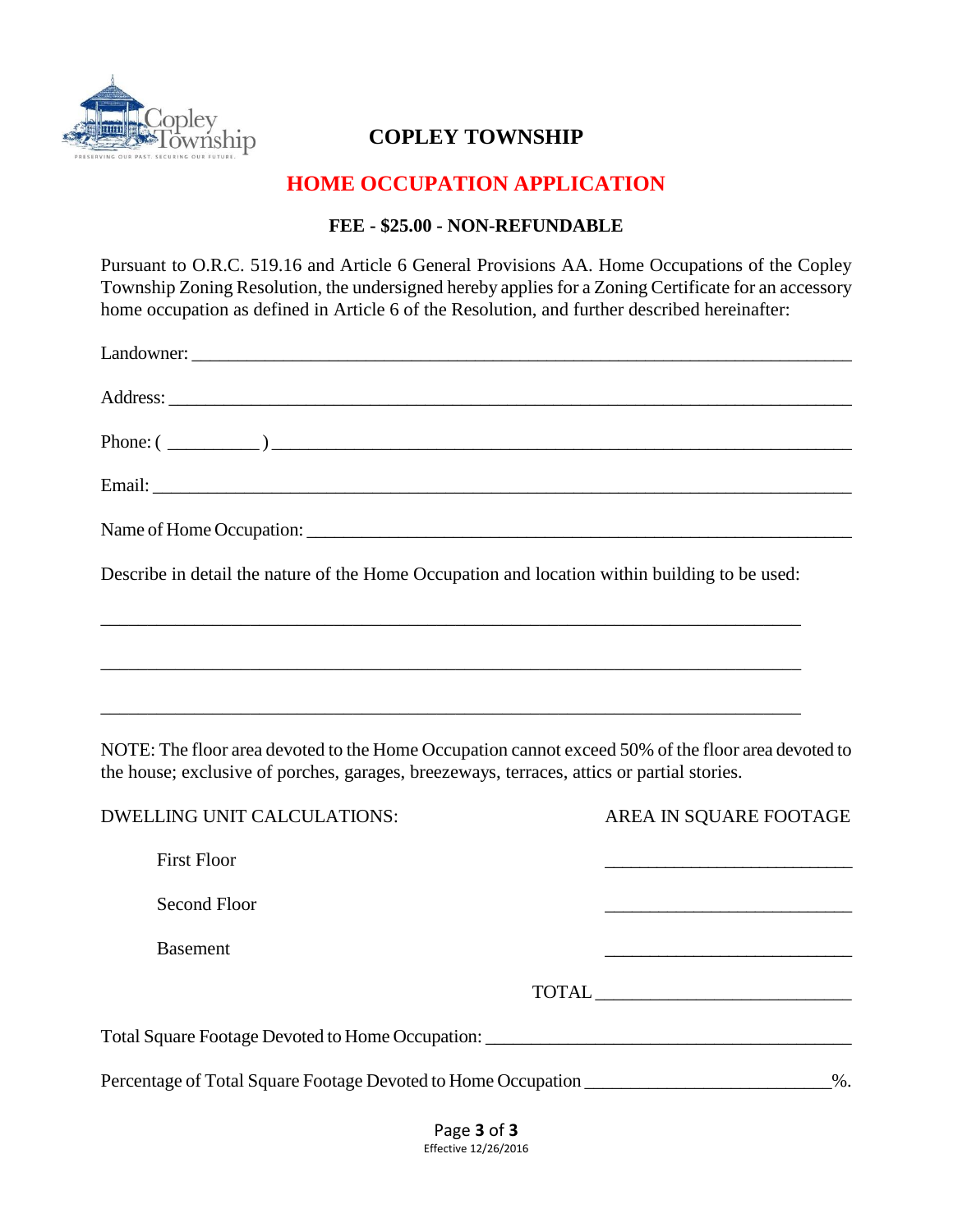# COPLEY TOWNSHIP

## HOME OCCUPATION APPLICATION

**FEE - $25.00 - NON-REFUNDABLE**

Pursuant to O.R.C. 519.16 and Article 6 General Provisions AA. Home Occupations of the Copley Township Zoning Resolution, the undersigned hereby applies for a Zoning Certificate for an accessory home occupation as defined in Article 6 of the Resolution, and further described hereinafter:

Landowner: ______________________________________________________________________

Address: ________________________________________________________________________

Phone: ( __________ ) _____________________________________________________________

Email: __________________________________________________________________________

Name of Home Occupation: __________________________________________________________

Describe in detail the nature of the Home Occupation and location within building to be used:

_______________________________________________________________________________

_______________________________________________________________________________

_______________________________________________________________________________

NOTE: The floor area devoted to the Home Occupation cannot exceed 50% of the floor area devoted to the house; exclusive of porches, garages, breezeways, terraces, attics or partial stories.

| DWELLING UNIT CALCULATIONS: | AREA IN SQUARE FOOTAGE |
|---|---|
| First Floor | __________________________ |
| Second Floor | __________________________ |
| Basement | __________________________ |
| TOTAL | __________________________ |

Total Square Footage Devoted to Home Occupation: _______________________________________

Percentage of Total Square Footage Devoted to Home Occupation __________________________%.

Effective 12/26/2016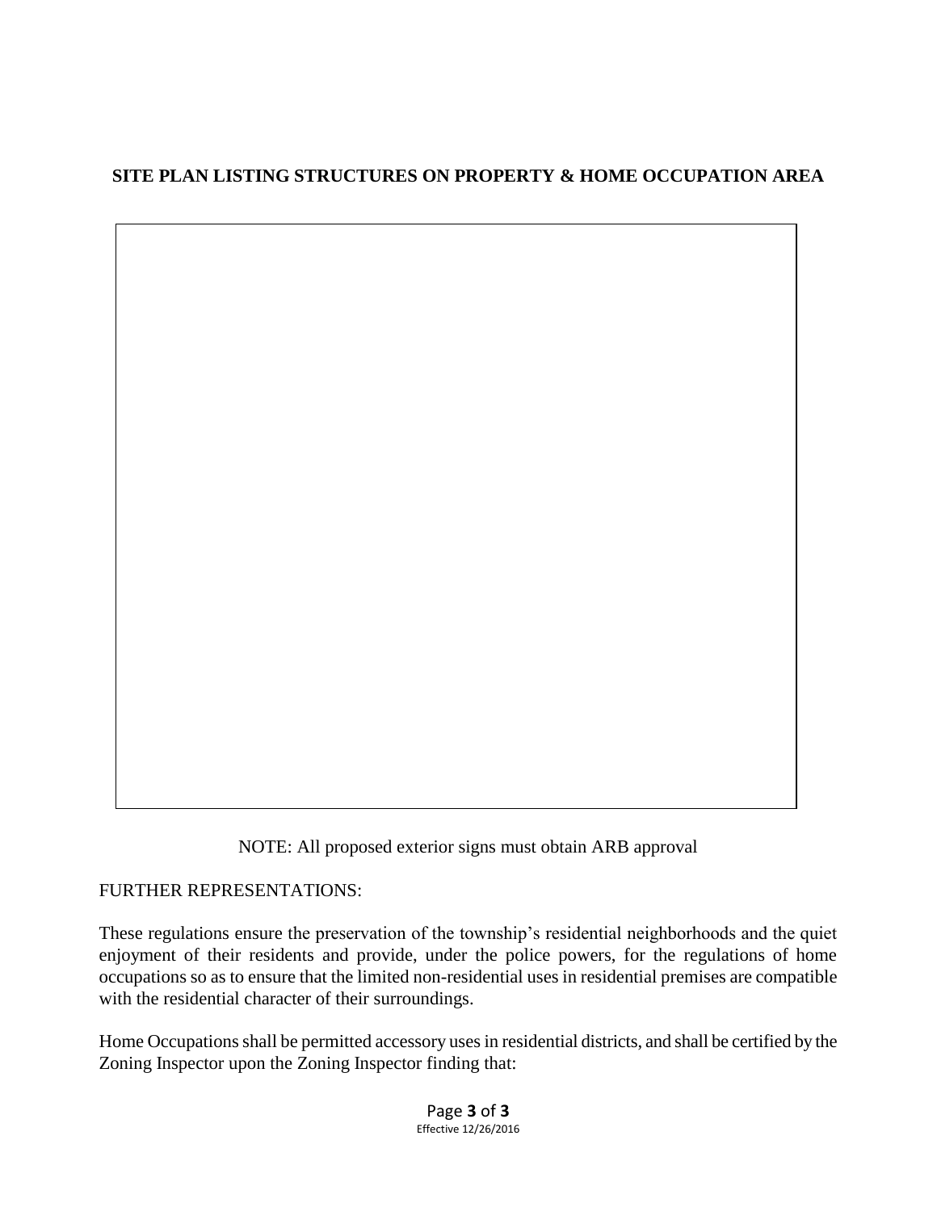**SITE PLAN LISTING STRUCTURES ON PROPERTY & HOME OCCUPATION AREA**

NOTE: All proposed exterior signs must obtain ARB approval

FURTHER REPRESENTATIONS:

These regulations ensure the preservation of the township's residential neighborhoods and the quiet enjoyment of their residents and provide, under the police powers, for the regulations of home occupations so as to ensure that the limited non-residential uses in residential premises are compatible with the residential character of their surroundings.

Home Occupations shall be permitted accessory uses in residential districts, and shall be certified by the Zoning Inspector upon the Zoning Inspector finding that: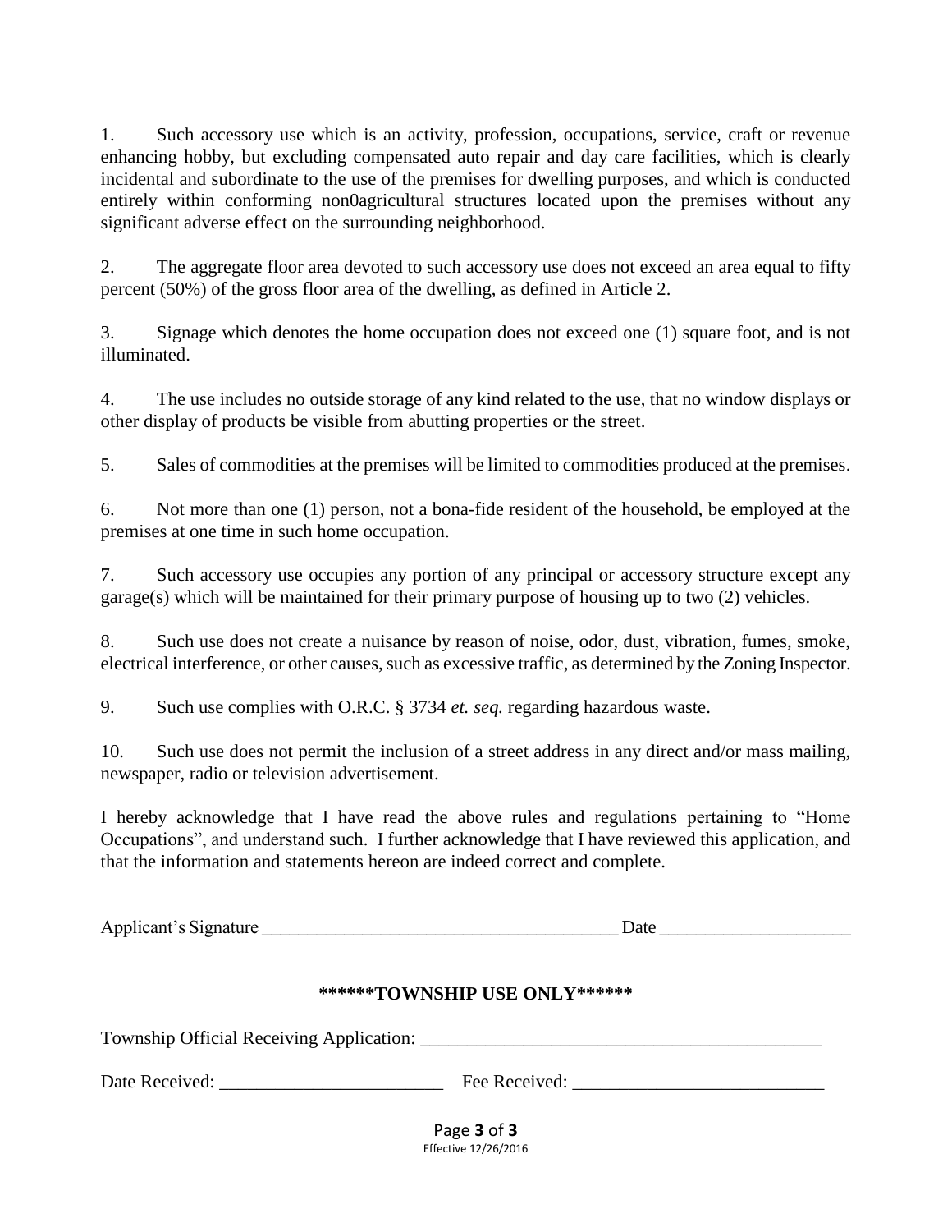1. Such accessory use which is an activity, profession, occupations, service, craft or revenue enhancing hobby, but excluding compensated auto repair and day care facilities, which is clearly incidental and subordinate to the use of the premises for dwelling purposes, and which is conducted entirely within conforming non0agricultural structures located upon the premises without any significant adverse effect on the surrounding neighborhood.

2. The aggregate floor area devoted to such accessory use does not exceed an area equal to fifty percent (50%) of the gross floor area of the dwelling, as defined in Article 2.

3. Signage which denotes the home occupation does not exceed one (1) square foot, and is not illuminated.

4. The use includes no outside storage of any kind related to the use, that no window displays or other display of products be visible from abutting properties or the street.

5. Sales of commodities at the premises will be limited to commodities produced at the premises.

6. Not more than one (1) person, not a bona-fide resident of the household, be employed at the premises at one time in such home occupation.

7. Such accessory use occupies any portion of any principal or accessory structure except any garage(s) which will be maintained for their primary purpose of housing up to two (2) vehicles.

8. Such use does not create a nuisance by reason of noise, odor, dust, vibration, fumes, smoke, electrical interference, or other causes, such as excessive traffic, as determined by the Zoning Inspector.

9. Such use complies with O.R.C. § 3734 *et. seq.* regarding hazardous waste.

10. Such use does not permit the inclusion of a street address in any direct and/or mass mailing, newspaper, radio or television advertisement.

I hereby acknowledge that I have read the above rules and regulations pertaining to "Home Occupations", and understand such. I further acknowledge that I have reviewed this application, and that the information and statements hereon are indeed correct and complete.

Applicant's Signature ________________________________________ Date ____________________

**\*\*\*\*\*\*TOWNSHIP USE ONLY\*\*\*\*\*\***

Township Official Receiving Application: ____________________________________________

Date Received: ________________________ Fee Received: __________________________

Effective 12/26/2016